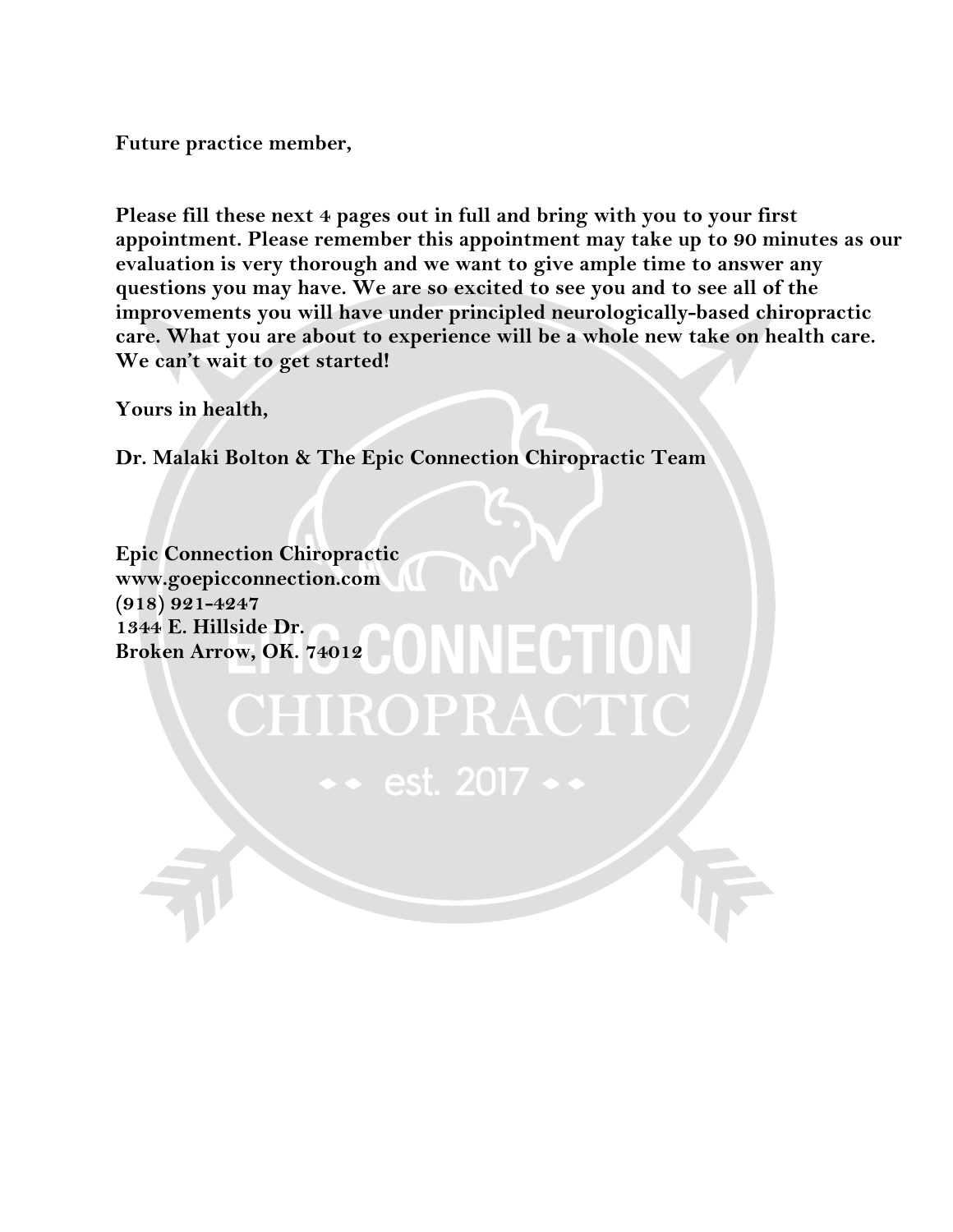**Future practice member,**

**Please fill these next 4 pages out in full and bring with you to your first appointment. Please remember this appointment may take up to 90 minutes as our evaluation is very thorough and we want to give ample time to answer any questions you may have. We are so excited to see you and to see all of the improvements you will have under principled neurologically-based chiropractic care. What you are about to experience will be a whole new take on health care. We can't wait to get started!**

**Yours in health,**

**Dr. Malaki Bolton & The Epic Connection Chiropractic Team**

**Epic Connection Chiropractic**
**www.goepicconnection.com**
**(918) 921-4247**
**1344 E. Hillside Dr.**
**Broken Arrow, OK. 74012**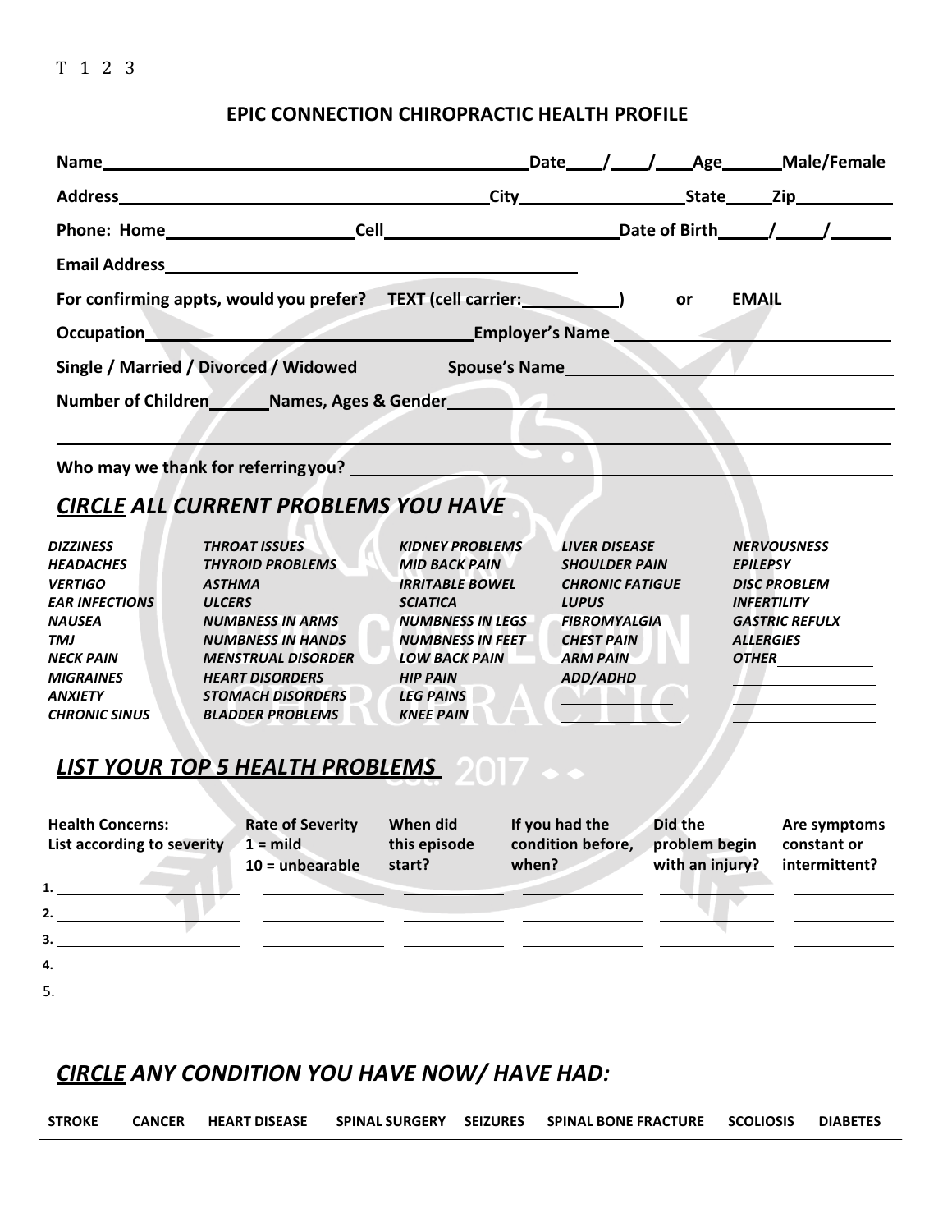T 1 2 3

## EPIC CONNECTION CHIROPRACTIC HEALTH PROFILE

**Name**\_\_\_\_\_\_\_\_\_\_\_\_\_\_\_\_\_\_\_\_\_\_\_\_\_\_\_\_\_\_\_\_\_\_\_\_\_\_\_\_ **Date**\_\_\_\_/\_\_\_\_/\_\_\_\_ **Age**\_\_\_\_\_\_ **Male/Female**

**Address**\_\_\_\_\_\_\_\_\_\_\_\_\_\_\_\_\_\_\_\_\_\_\_\_\_\_\_\_\_\_\_\_\_\_\_\_ **City**\_\_\_\_\_\_\_\_\_\_\_\_\_\_\_\_\_\_ **State**\_\_\_\_\_ **Zip**\_\_\_\_\_\_\_\_\_\_

**Phone: Home**\_\_\_\_\_\_\_\_\_\_\_\_\_\_\_\_\_\_\_\_ **Cell**\_\_\_\_\_\_\_\_\_\_\_\_\_\_\_\_\_\_\_\_\_\_\_\_ **Date of Birth**\_\_\_\_\_/\_\_\_\_\_/\_\_\_\_\_\_

**Email Address**\_\_\_\_\_\_\_\_\_\_\_\_\_\_\_\_\_\_\_\_\_\_\_\_\_\_\_\_\_\_\_\_\_\_\_\_\_\_\_\_\_\_

**For confirming appts, would you prefer? TEXT (cell carrier:\_\_\_\_\_\_\_\_\_\_) or EMAIL**

**Occupation**\_\_\_\_\_\_\_\_\_\_\_\_\_\_\_\_\_\_\_\_\_\_\_\_\_\_\_\_\_\_\_\_\_\_\_\_ **Employer's Name**\_\_\_\_\_\_\_\_\_\_\_\_\_\_\_\_\_\_\_\_\_\_\_\_\_\_\_\_\_\_

**Single / Married / Divorced / Widowed** **Spouse's Name**\_\_\_\_\_\_\_\_\_\_\_\_\_\_\_\_\_\_\_\_\_\_\_\_\_\_\_\_\_\_\_\_\_\_\_\_\_\_\_\_

**Number of Children**\_\_\_\_\_\_ **Names, Ages & Gender**\_\_\_\_\_\_\_\_\_\_\_\_\_\_\_\_\_\_\_\_\_\_\_\_\_\_\_\_\_\_\_\_\_\_\_\_\_\_\_\_\_\_\_\_\_\_\_\_\_\_\_\_\_\_\_\_

\_\_\_\_\_\_\_\_\_\_\_\_\_\_\_\_\_\_\_\_\_\_\_\_\_\_\_\_\_\_\_\_\_\_\_\_\_\_\_\_\_\_\_\_\_\_\_\_\_\_\_\_\_\_\_\_\_\_\_\_\_\_\_\_\_\_\_\_\_\_\_\_\_\_\_\_\_\_\_\_\_\_\_\_\_\_\_\_\_\_\_\_\_\_

**Who may we thank for referring you?** \_\_\_\_\_\_\_\_\_\_\_\_\_\_\_\_\_\_\_\_\_\_\_\_\_\_\_\_\_\_\_\_\_\_\_\_\_\_\_\_\_\_\_\_\_\_\_\_\_\_\_\_\_\_\_\_\_\_\_

## *CIRCLE ALL CURRENT PROBLEMS YOU HAVE*

| | | | | |
|---|---|---|---|---|
| *DIZZINESS* | *THROAT ISSUES* | *KIDNEY PROBLEMS* | *LIVER DISEASE* | *NERVOUSNESS* |
| *HEADACHES* | *THYROID PROBLEMS* | *MID BACK PAIN* | *SHOULDER PAIN* | *EPILEPSY* |
| *VERTIGO* | *ASTHMA* | *IRRITABLE BOWEL* | *CHRONIC FATIGUE* | *DISC PROBLEM* |
| *EAR INFECTIONS* | *ULCERS* | *SCIATICA* | *LUPUS* | *INFERTILITY* |
| *NAUSEA* | *NUMBNESS IN ARMS* | *NUMBNESS IN LEGS* | *FIBROMYALGIA* | *GASTRIC REFULX* |
| *TMJ* | *NUMBNESS IN HANDS* | *NUMBNESS IN FEET* | *CHEST PAIN* | *ALLERGIES* |
| *NECK PAIN* | *MENSTRUAL DISORDER* | *LOW BACK PAIN* | *ARM PAIN* | *OTHER*\_\_\_\_\_\_\_\_\_\_ |
| *MIGRAINES* | *HEART DISORDERS* | *HIP PAIN* | *ADD/ADHD* | \_\_\_\_\_\_\_\_\_\_ |
| *ANXIETY* | *STOMACH DISORDERS* | *LEG PAINS* | \_\_\_\_\_\_\_\_\_\_ | \_\_\_\_\_\_\_\_\_\_ |
| *CHRONIC SINUS* | *BLADDER PROBLEMS* | *KNEE PAIN* | \_\_\_\_\_\_\_\_\_\_ | \_\_\_\_\_\_\_\_\_\_ |

## *LIST YOUR TOP 5 HEALTH PROBLEMS*

| Health Concerns: List according to severity | Rate of Severity 1 = mild 10 = unbearable | When did this episode start? | If you had the condition before, when? | Did the problem begin with an injury? | Are symptoms constant or intermittent? |
|---|---|---|---|---|---|
| 1. | | | | | |
| 2. | | | | | |
| 3. | | | | | |
| 4. | | | | | |
| 5. | | | | | |

## *CIRCLE ANY CONDITION YOU HAVE NOW/ HAVE HAD:*

**STROKE** **CANCER** **HEART DISEASE** **SPINAL SURGERY** **SEIZURES** **SPINAL BONE FRACTURE** **SCOLIOSIS** **DIABETES**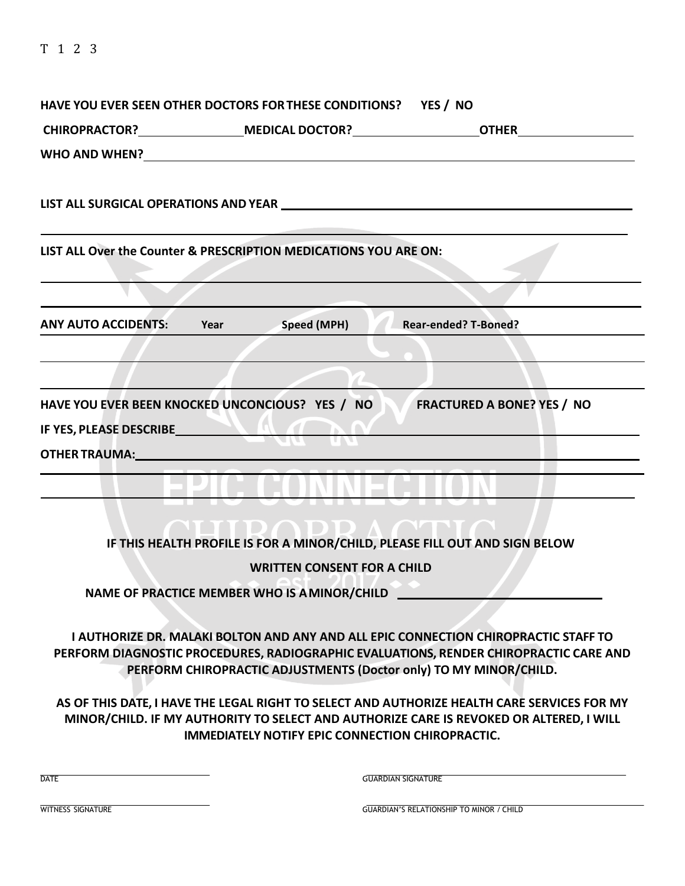T 1 2 3

**HAVE YOU EVER SEEN OTHER DOCTORS FOR THESE CONDITIONS? YES / NO**

**CHIROPRACTOR?** ________________ **MEDICAL DOCTOR?** ____________________ **OTHER** __________________

**WHO AND WHEN?** ____________________________________________________________________________

**LIST ALL SURGICAL OPERATIONS AND YEAR** ______________________________________________________

______________________________________________________________________________________________

**LIST ALL Over the Counter & PRESCRIPTION MEDICATIONS YOU ARE ON:**

______________________________________________________________________________________________

______________________________________________________________________________________________

**ANY AUTO ACCIDENTS: Year Speed (MPH) Rear-ended? T-Boned?**

______________________________________________________________________________________________

______________________________________________________________________________________________

**HAVE YOU EVER BEEN KNOCKED UNCONCIOUS? YES / NO FRACTURED A BONE? YES / NO**

**IF YES, PLEASE DESCRIBE** ____________________________________________________________________

**OTHER TRAUMA:** ___________________________________________________________________________

______________________________________________________________________________________________

______________________________________________________________________________________________

**IF THIS HEALTH PROFILE IS FOR A MINOR/CHILD, PLEASE FILL OUT AND SIGN BELOW**

**WRITTEN CONSENT FOR A CHILD**

**NAME OF PRACTICE MEMBER WHO IS A MINOR/CHILD** ______________________________

**I AUTHORIZE DR. MALAKI BOLTON AND ANY AND ALL EPIC CONNECTION CHIROPRACTIC STAFF TO PERFORM DIAGNOSTIC PROCEDURES, RADIOGRAPHIC EVALUATIONS, RENDER CHIROPRACTIC CARE AND PERFORM CHIROPRACTIC ADJUSTMENTS (Doctor only) TO MY MINOR/CHILD.**

**AS OF THIS DATE, I HAVE THE LEGAL RIGHT TO SELECT AND AUTHORIZE HEALTH CARE SERVICES FOR MY MINOR/CHILD. IF MY AUTHORITY TO SELECT AND AUTHORIZE CARE IS REVOKED OR ALTERED, I WILL IMMEDIATELY NOTIFY EPIC CONNECTION CHIROPRACTIC.**

______________________________ ______________________________
DATE GUARDIAN SIGNATURE

______________________________ ______________________________
WITNESS SIGNATURE GUARDIAN'S RELATIONSHIP TO MINOR / CHILD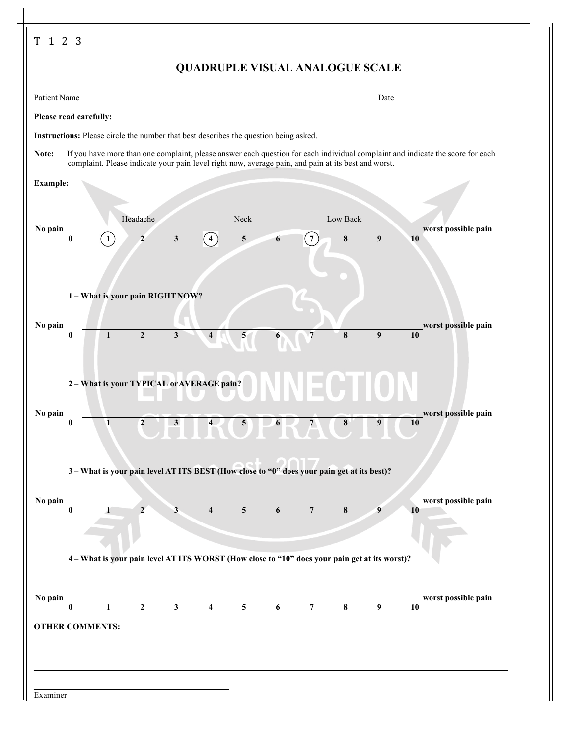T 1 2 3

# QUADRUPLE VISUAL ANALOGUE SCALE

Patient Name______________________________ Date ______________

**Please read carefully:**

**Instructions:** Please circle the number that best describes the question being asked.

**Note:** If you have more than one complaint, please answer each question for each individual complaint and indicate the score for each complaint. Please indicate your pain level right now, average pain, and pain at its best and worst.

**Example:**

Headache (1) — Neck (4) — Low Back (7)

**No pain** **0** **(1)** **2** **3** **(4)** **5** **6** **(7)** **8** **9** **10** **worst possible pain**

---

**1 – What is your pain RIGHT NOW?**

**No pain** **0** **1** **2** **3** **4** **5** **6** **7** **8** **9** **10** **worst possible pain**

**2 – What is your TYPICAL or AVERAGE pain?**

**No pain** **0** **1** **2** **3** **4** **5** **6** **7** **8** **9** **10** **worst possible pain**

**3 – What is your pain level AT ITS BEST (How close to "0" does your pain get at its best)?**

**No pain** **0** **1** **2** **3** **4** **5** **6** **7** **8** **9** **10** **worst possible pain**

**4 – What is your pain level AT ITS WORST (How close to "10" does your pain get at its worst)?**

**No pain** **0** **1** **2** **3** **4** **5** **6** **7** **8** **9** **10** **worst possible pain**

**OTHER COMMENTS:**

______________________________________________________________________

______________________________________________________________________

______________________________
Examiner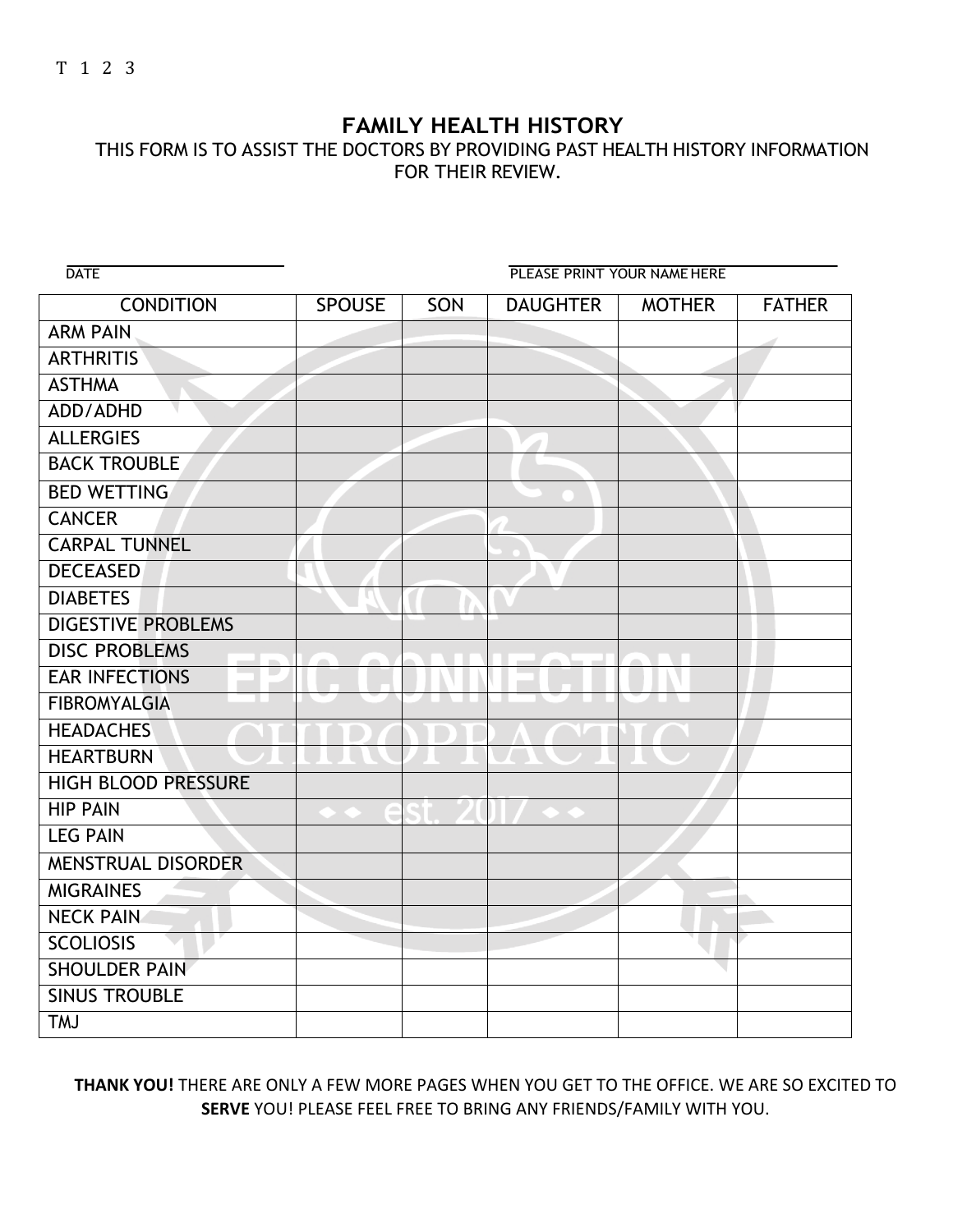T 1 2 3

# FAMILY HEALTH HISTORY

THIS FORM IS TO ASSIST THE DOCTORS BY PROVIDING PAST HEALTH HISTORY INFORMATION FOR THEIR REVIEW.

DATE ______________________ PLEASE PRINT YOUR NAME HERE ______________________

| CONDITION | SPOUSE | SON | DAUGHTER | MOTHER | FATHER |
|---|---|---|---|---|---|
| ARM PAIN | | | | | |
| ARTHRITIS | | | | | |
| ASTHMA | | | | | |
| ADD/ADHD | | | | | |
| ALLERGIES | | | | | |
| BACK TROUBLE | | | | | |
| BED WETTING | | | | | |
| CANCER | | | | | |
| CARPAL TUNNEL | | | | | |
| DECEASED | | | | | |
| DIABETES | | | | | |
| DIGESTIVE PROBLEMS | | | | | |
| DISC PROBLEMS | | | | | |
| EAR INFECTIONS | | | | | |
| FIBROMYALGIA | | | | | |
| HEADACHES | | | | | |
| HEARTBURN | | | | | |
| HIGH BLOOD PRESSURE | | | | | |
| HIP PAIN | | | | | |
| LEG PAIN | | | | | |
| MENSTRUAL DISORDER | | | | | |
| MIGRAINES | | | | | |
| NECK PAIN | | | | | |
| SCOLIOSIS | | | | | |
| SHOULDER PAIN | | | | | |
| SINUS TROUBLE | | | | | |
| TMJ | | | | | |

**THANK YOU!** THERE ARE ONLY A FEW MORE PAGES WHEN YOU GET TO THE OFFICE. WE ARE SO EXCITED TO **SERVE** YOU! PLEASE FEEL FREE TO BRING ANY FRIENDS/FAMILY WITH YOU.